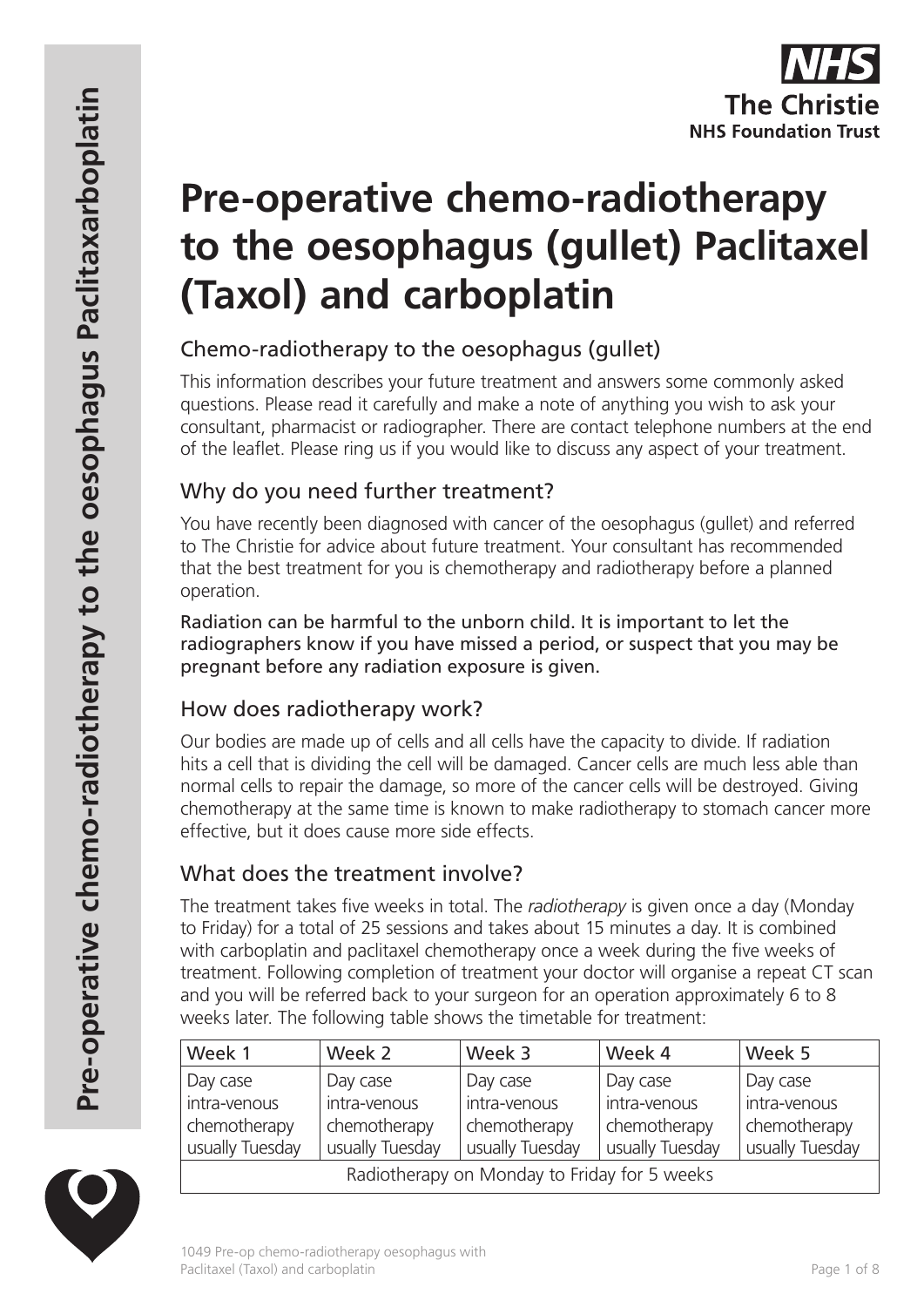NHS
The Christie
NHS Foundation Trust

# Pre-operative chemo-radiotherapy to the oesophagus (gullet) Paclitaxel (Taxol) and carboplatin

## Chemo-radiotherapy to the oesophagus (gullet)

This information describes your future treatment and answers some commonly asked questions. Please read it carefully and make a note of anything you wish to ask your consultant, pharmacist or radiographer. There are contact telephone numbers at the end of the leaflet. Please ring us if you would like to discuss any aspect of your treatment.

## Why do you need further treatment?

You have recently been diagnosed with cancer of the oesophagus (gullet) and referred to The Christie for advice about future treatment. Your consultant has recommended that the best treatment for you is chemotherapy and radiotherapy before a planned operation.

Radiation can be harmful to the unborn child. It is important to let the radiographers know if you have missed a period, or suspect that you may be pregnant before any radiation exposure is given.

## How does radiotherapy work?

Our bodies are made up of cells and all cells have the capacity to divide. If radiation hits a cell that is dividing the cell will be damaged. Cancer cells are much less able than normal cells to repair the damage, so more of the cancer cells will be destroyed. Giving chemotherapy at the same time is known to make radiotherapy to stomach cancer more effective, but it does cause more side effects.

## What does the treatment involve?

The treatment takes five weeks in total. The *radiotherapy* is given once a day (Monday to Friday) for a total of 25 sessions and takes about 15 minutes a day. It is combined with carboplatin and paclitaxel chemotherapy once a week during the five weeks of treatment. Following completion of treatment your doctor will organise a repeat CT scan and you will be referred back to your surgeon for an operation approximately 6 to 8 weeks later. The following table shows the timetable for treatment:

| Week 1 | Week 2 | Week 3 | Week 4 | Week 5 |
|---|---|---|---|---|
| Day case intra-venous chemotherapy usually Tuesday | Day case intra-venous chemotherapy usually Tuesday | Day case intra-venous chemotherapy usually Tuesday | Day case intra-venous chemotherapy usually Tuesday | Day case intra-venous chemotherapy usually Tuesday |
| Radiotherapy on Monday to Friday for 5 weeks | | | | |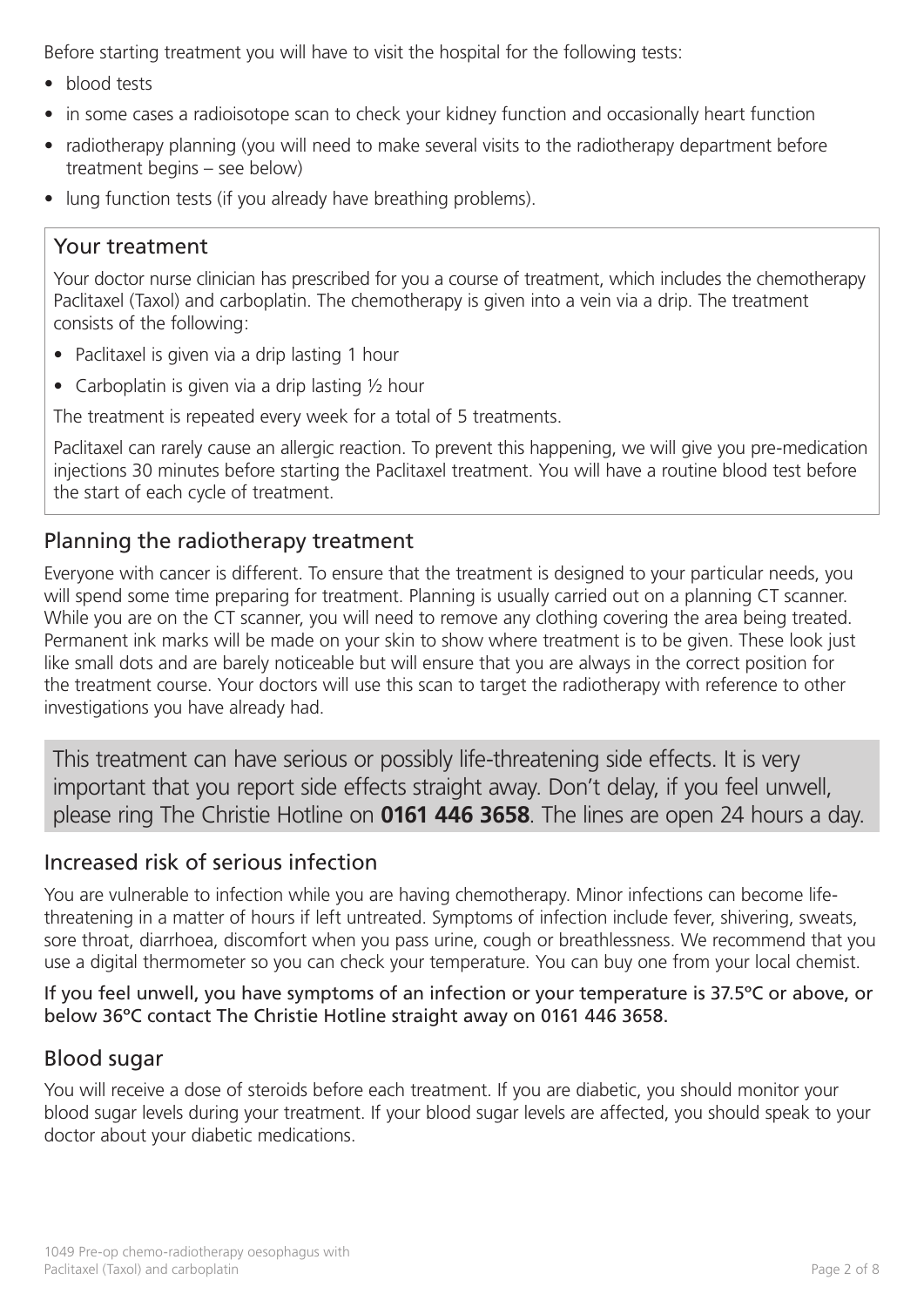Before starting treatment you will have to visit the hospital for the following tests:

- blood tests
- in some cases a radioisotope scan to check your kidney function and occasionally heart function
- radiotherapy planning (you will need to make several visits to the radiotherapy department before treatment begins – see below)
- lung function tests (if you already have breathing problems).

## Your treatment

Your doctor nurse clinician has prescribed for you a course of treatment, which includes the chemotherapy Paclitaxel (Taxol) and carboplatin. The chemotherapy is given into a vein via a drip. The treatment consists of the following:

- Paclitaxel is given via a drip lasting 1 hour
- Carboplatin is given via a drip lasting ½ hour

The treatment is repeated every week for a total of 5 treatments.

Paclitaxel can rarely cause an allergic reaction. To prevent this happening, we will give you pre-medication injections 30 minutes before starting the Paclitaxel treatment. You will have a routine blood test before the start of each cycle of treatment.

## Planning the radiotherapy treatment

Everyone with cancer is different. To ensure that the treatment is designed to your particular needs, you will spend some time preparing for treatment. Planning is usually carried out on a planning CT scanner. While you are on the CT scanner, you will need to remove any clothing covering the area being treated. Permanent ink marks will be made on your skin to show where treatment is to be given. These look just like small dots and are barely noticeable but will ensure that you are always in the correct position for the treatment course. Your doctors will use this scan to target the radiotherapy with reference to other investigations you have already had.

This treatment can have serious or possibly life-threatening side effects. It is very important that you report side effects straight away. Don't delay, if you feel unwell, please ring The Christie Hotline on **0161 446 3658**. The lines are open 24 hours a day.

## Increased risk of serious infection

You are vulnerable to infection while you are having chemotherapy. Minor infections can become life-threatening in a matter of hours if left untreated. Symptoms of infection include fever, shivering, sweats, sore throat, diarrhoea, discomfort when you pass urine, cough or breathlessness. We recommend that you use a digital thermometer so you can check your temperature. You can buy one from your local chemist.

**If you feel unwell, you have symptoms of an infection or your temperature is 37.5ºC or above, or below 36ºC contact The Christie Hotline straight away on 0161 446 3658.**

## Blood sugar

You will receive a dose of steroids before each treatment. If you are diabetic, you should monitor your blood sugar levels during your treatment. If your blood sugar levels are affected, you should speak to your doctor about your diabetic medications.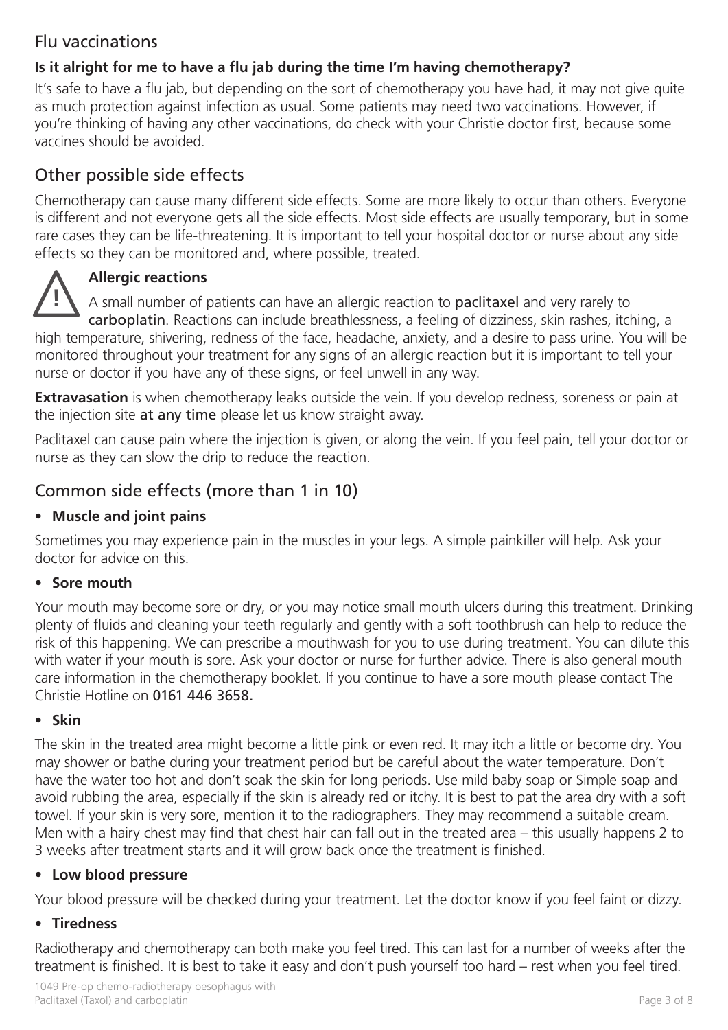## Flu vaccinations

**Is it alright for me to have a flu jab during the time I'm having chemotherapy?**

It's safe to have a flu jab, but depending on the sort of chemotherapy you have had, it may not give quite as much protection against infection as usual. Some patients may need two vaccinations. However, if you're thinking of having any other vaccinations, do check with your Christie doctor first, because some vaccines should be avoided.

## Other possible side effects

Chemotherapy can cause many different side effects. Some are more likely to occur than others. Everyone is different and not everyone gets all the side effects. Most side effects are usually temporary, but in some rare cases they can be life-threatening. It is important to tell your hospital doctor or nurse about any side effects so they can be monitored and, where possible, treated.

**Allergic reactions**

A small number of patients can have an allergic reaction to paclitaxel and very rarely to carboplatin. Reactions can include breathlessness, a feeling of dizziness, skin rashes, itching, a high temperature, shivering, redness of the face, headache, anxiety, and a desire to pass urine. You will be monitored throughout your treatment for any signs of an allergic reaction but it is important to tell your nurse or doctor if you have any of these signs, or feel unwell in any way.

**Extravasation** is when chemotherapy leaks outside the vein. If you develop redness, soreness or pain at the injection site at any time please let us know straight away.

Paclitaxel can cause pain where the injection is given, or along the vein. If you feel pain, tell your doctor or nurse as they can slow the drip to reduce the reaction.

## Common side effects (more than 1 in 10)

- **Muscle and joint pains**

Sometimes you may experience pain in the muscles in your legs. A simple painkiller will help. Ask your doctor for advice on this.

- **Sore mouth**

Your mouth may become sore or dry, or you may notice small mouth ulcers during this treatment. Drinking plenty of fluids and cleaning your teeth regularly and gently with a soft toothbrush can help to reduce the risk of this happening. We can prescribe a mouthwash for you to use during treatment. You can dilute this with water if your mouth is sore. Ask your doctor or nurse for further advice. There is also general mouth care information in the chemotherapy booklet. If you continue to have a sore mouth please contact The Christie Hotline on 0161 446 3658.

- **Skin**

The skin in the treated area might become a little pink or even red. It may itch a little or become dry. You may shower or bathe during your treatment period but be careful about the water temperature. Don't have the water too hot and don't soak the skin for long periods. Use mild baby soap or Simple soap and avoid rubbing the area, especially if the skin is already red or itchy. It is best to pat the area dry with a soft towel. If your skin is very sore, mention it to the radiographers. They may recommend a suitable cream. Men with a hairy chest may find that chest hair can fall out in the treated area – this usually happens 2 to 3 weeks after treatment starts and it will grow back once the treatment is finished.

- **Low blood pressure**

Your blood pressure will be checked during your treatment. Let the doctor know if you feel faint or dizzy.

- **Tiredness**

Radiotherapy and chemotherapy can both make you feel tired. This can last for a number of weeks after the treatment is finished. It is best to take it easy and don't push yourself too hard – rest when you feel tired.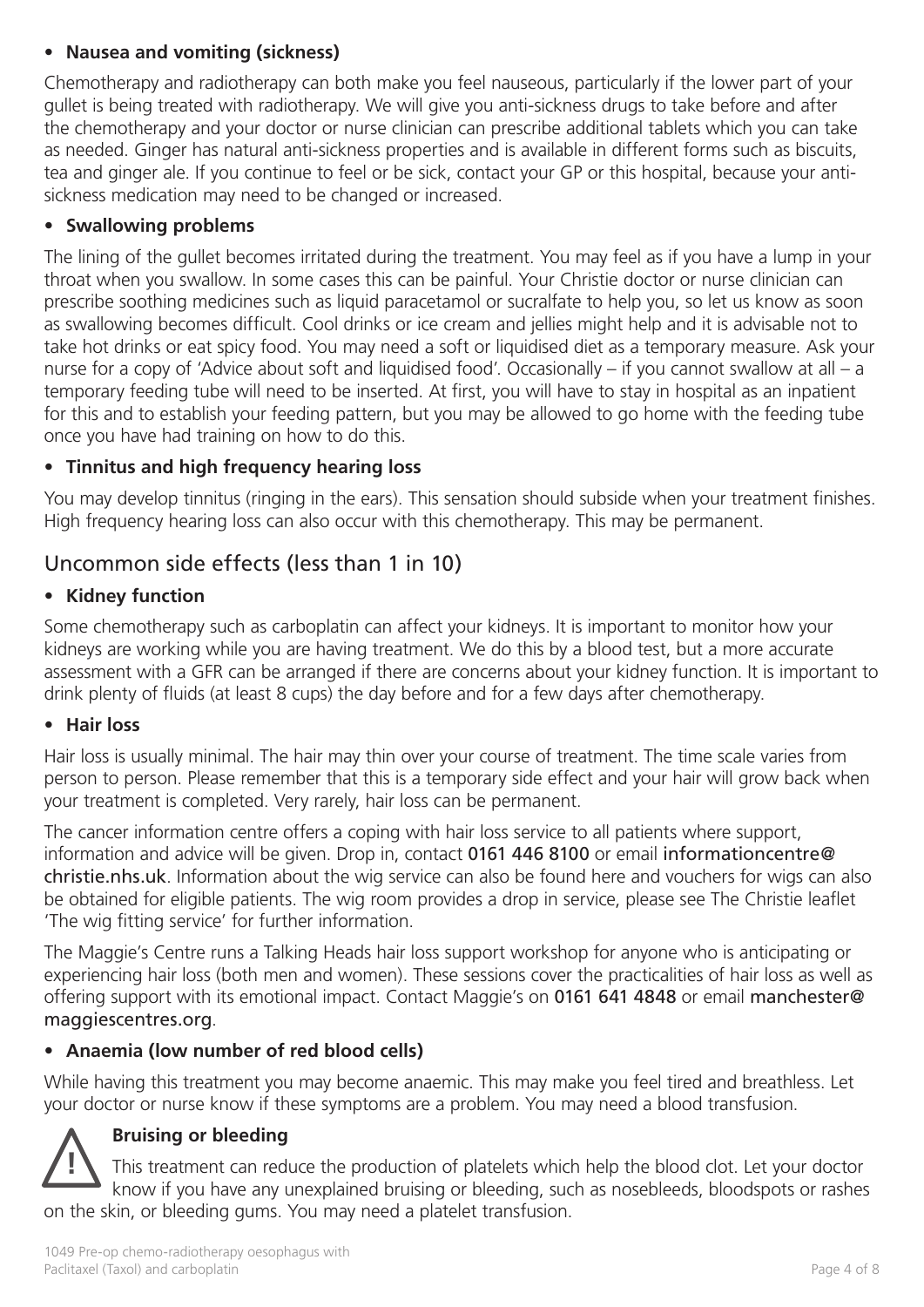- **Nausea and vomiting (sickness)**

Chemotherapy and radiotherapy can both make you feel nauseous, particularly if the lower part of your gullet is being treated with radiotherapy. We will give you anti-sickness drugs to take before and after the chemotherapy and your doctor or nurse clinician can prescribe additional tablets which you can take as needed. Ginger has natural anti-sickness properties and is available in different forms such as biscuits, tea and ginger ale. If you continue to feel or be sick, contact your GP or this hospital, because your anti-sickness medication may need to be changed or increased.

- **Swallowing problems**

The lining of the gullet becomes irritated during the treatment. You may feel as if you have a lump in your throat when you swallow. In some cases this can be painful. Your Christie doctor or nurse clinician can prescribe soothing medicines such as liquid paracetamol or sucralfate to help you, so let us know as soon as swallowing becomes difficult. Cool drinks or ice cream and jellies might help and it is advisable not to take hot drinks or eat spicy food. You may need a soft or liquidised diet as a temporary measure. Ask your nurse for a copy of 'Advice about soft and liquidised food'. Occasionally – if you cannot swallow at all – a temporary feeding tube will need to be inserted. At first, you will have to stay in hospital as an inpatient for this and to establish your feeding pattern, but you may be allowed to go home with the feeding tube once you have had training on how to do this.

- **Tinnitus and high frequency hearing loss**

You may develop tinnitus (ringing in the ears). This sensation should subside when your treatment finishes. High frequency hearing loss can also occur with this chemotherapy. This may be permanent.

## Uncommon side effects (less than 1 in 10)

- **Kidney function**

Some chemotherapy such as carboplatin can affect your kidneys. It is important to monitor how your kidneys are working while you are having treatment. We do this by a blood test, but a more accurate assessment with a GFR can be arranged if there are concerns about your kidney function. It is important to drink plenty of fluids (at least 8 cups) the day before and for a few days after chemotherapy.

- **Hair loss**

Hair loss is usually minimal. The hair may thin over your course of treatment. The time scale varies from person to person. Please remember that this is a temporary side effect and your hair will grow back when your treatment is completed. Very rarely, hair loss can be permanent.

The cancer information centre offers a coping with hair loss service to all patients where support, information and advice will be given. Drop in, contact 0161 446 8100 or email informationcentre@christie.nhs.uk. Information about the wig service can also be found here and vouchers for wigs can also be obtained for eligible patients. The wig room provides a drop in service, please see The Christie leaflet 'The wig fitting service' for further information.

The Maggie's Centre runs a Talking Heads hair loss support workshop for anyone who is anticipating or experiencing hair loss (both men and women). These sessions cover the practicalities of hair loss as well as offering support with its emotional impact. Contact Maggie's on 0161 641 4848 or email manchester@maggiescentres.org.

- **Anaemia (low number of red blood cells)**

While having this treatment you may become anaemic. This may make you feel tired and breathless. Let your doctor or nurse know if these symptoms are a problem. You may need a blood transfusion.

**! Bruising or bleeding**

This treatment can reduce the production of platelets which help the blood clot. Let your doctor know if you have any unexplained bruising or bleeding, such as nosebleeds, bloodspots or rashes on the skin, or bleeding gums. You may need a platelet transfusion.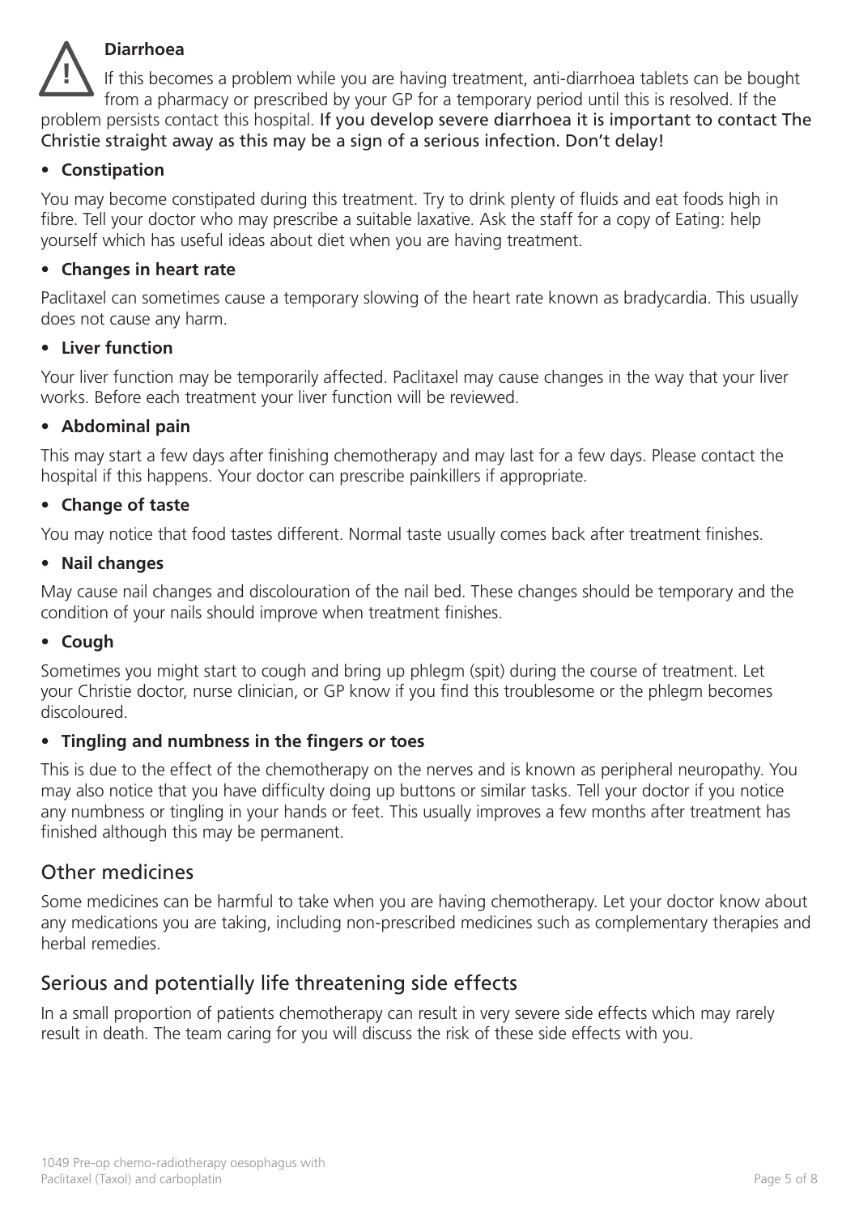**Diarrhoea**

If this becomes a problem while you are having treatment, anti-diarrhoea tablets can be bought from a pharmacy or prescribed by your GP for a temporary period until this is resolved. If the problem persists contact this hospital. **If you develop severe diarrhoea it is important to contact The Christie straight away as this may be a sign of a serious infection. Don't delay!**

- **Constipation**

You may become constipated during this treatment. Try to drink plenty of fluids and eat foods high in fibre. Tell your doctor who may prescribe a suitable laxative. Ask the staff for a copy of Eating: help yourself which has useful ideas about diet when you are having treatment.

- **Changes in heart rate**

Paclitaxel can sometimes cause a temporary slowing of the heart rate known as bradycardia. This usually does not cause any harm.

- **Liver function**

Your liver function may be temporarily affected. Paclitaxel may cause changes in the way that your liver works. Before each treatment your liver function will be reviewed.

- **Abdominal pain**

This may start a few days after finishing chemotherapy and may last for a few days. Please contact the hospital if this happens. Your doctor can prescribe painkillers if appropriate.

- **Change of taste**

You may notice that food tastes different. Normal taste usually comes back after treatment finishes.

- **Nail changes**

May cause nail changes and discolouration of the nail bed. These changes should be temporary and the condition of your nails should improve when treatment finishes.

- **Cough**

Sometimes you might start to cough and bring up phlegm (spit) during the course of treatment. Let your Christie doctor, nurse clinician, or GP know if you find this troublesome or the phlegm becomes discoloured.

- **Tingling and numbness in the fingers or toes**

This is due to the effect of the chemotherapy on the nerves and is known as peripheral neuropathy. You may also notice that you have difficulty doing up buttons or similar tasks. Tell your doctor if you notice any numbness or tingling in your hands or feet. This usually improves a few months after treatment has finished although this may be permanent.

## Other medicines

Some medicines can be harmful to take when you are having chemotherapy. Let your doctor know about any medications you are taking, including non-prescribed medicines such as complementary therapies and herbal remedies.

## Serious and potentially life threatening side effects

In a small proportion of patients chemotherapy can result in very severe side effects which may rarely result in death. The team caring for you will discuss the risk of these side effects with you.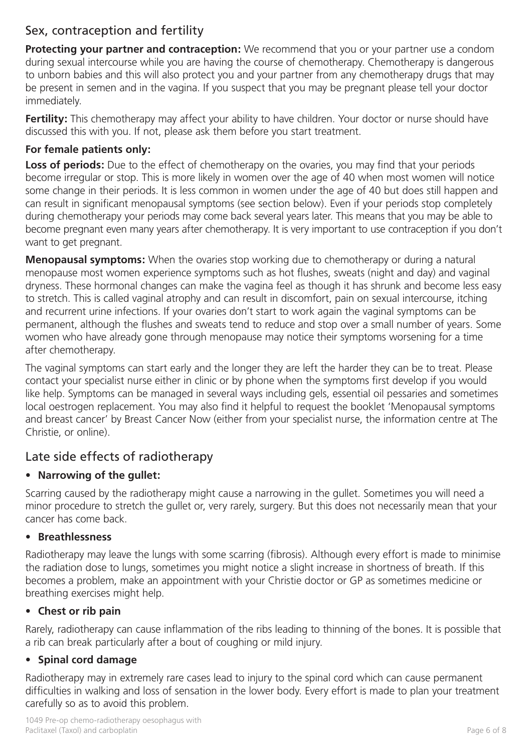## Sex, contraception and fertility

**Protecting your partner and contraception:** We recommend that you or your partner use a condom during sexual intercourse while you are having the course of chemotherapy. Chemotherapy is dangerous to unborn babies and this will also protect you and your partner from any chemotherapy drugs that may be present in semen and in the vagina. If you suspect that you may be pregnant please tell your doctor immediately.

**Fertility:** This chemotherapy may affect your ability to have children. Your doctor or nurse should have discussed this with you. If not, please ask them before you start treatment.

**For female patients only:**

**Loss of periods:** Due to the effect of chemotherapy on the ovaries, you may find that your periods become irregular or stop. This is more likely in women over the age of 40 when most women will notice some change in their periods. It is less common in women under the age of 40 but does still happen and can result in significant menopausal symptoms (see section below). Even if your periods stop completely during chemotherapy your periods may come back several years later. This means that you may be able to become pregnant even many years after chemotherapy. It is very important to use contraception if you don't want to get pregnant.

**Menopausal symptoms:** When the ovaries stop working due to chemotherapy or during a natural menopause most women experience symptoms such as hot flushes, sweats (night and day) and vaginal dryness. These hormonal changes can make the vagina feel as though it has shrunk and become less easy to stretch. This is called vaginal atrophy and can result in discomfort, pain on sexual intercourse, itching and recurrent urine infections. If your ovaries don't start to work again the vaginal symptoms can be permanent, although the flushes and sweats tend to reduce and stop over a small number of years. Some women who have already gone through menopause may notice their symptoms worsening for a time after chemotherapy.

The vaginal symptoms can start early and the longer they are left the harder they can be to treat. Please contact your specialist nurse either in clinic or by phone when the symptoms first develop if you would like help. Symptoms can be managed in several ways including gels, essential oil pessaries and sometimes local oestrogen replacement. You may also find it helpful to request the booklet 'Menopausal symptoms and breast cancer' by Breast Cancer Now (either from your specialist nurse, the information centre at The Christie, or online).

## Late side effects of radiotherapy

- **Narrowing of the gullet:**

Scarring caused by the radiotherapy might cause a narrowing in the gullet. Sometimes you will need a minor procedure to stretch the gullet or, very rarely, surgery. But this does not necessarily mean that your cancer has come back.

- **Breathlessness**

Radiotherapy may leave the lungs with some scarring (fibrosis). Although every effort is made to minimise the radiation dose to lungs, sometimes you might notice a slight increase in shortness of breath. If this becomes a problem, make an appointment with your Christie doctor or GP as sometimes medicine or breathing exercises might help.

- **Chest or rib pain**

Rarely, radiotherapy can cause inflammation of the ribs leading to thinning of the bones. It is possible that a rib can break particularly after a bout of coughing or mild injury.

- **Spinal cord damage**

Radiotherapy may in extremely rare cases lead to injury to the spinal cord which can cause permanent difficulties in walking and loss of sensation in the lower body. Every effort is made to plan your treatment carefully so as to avoid this problem.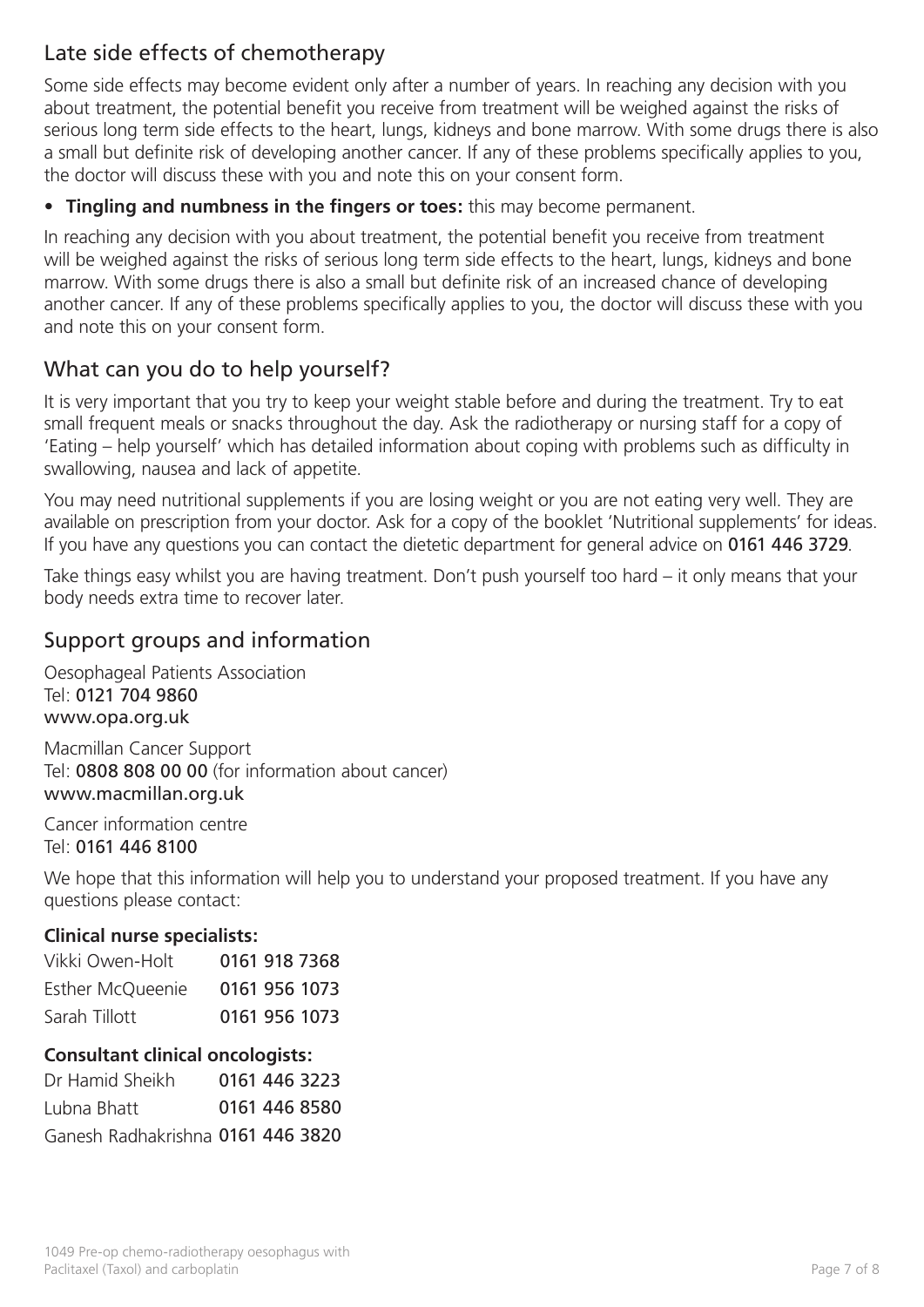## Late side effects of chemotherapy

Some side effects may become evident only after a number of years. In reaching any decision with you about treatment, the potential benefit you receive from treatment will be weighed against the risks of serious long term side effects to the heart, lungs, kidneys and bone marrow. With some drugs there is also a small but definite risk of developing another cancer. If any of these problems specifically applies to you, the doctor will discuss these with you and note this on your consent form.

- **Tingling and numbness in the fingers or toes:** this may become permanent.

In reaching any decision with you about treatment, the potential benefit you receive from treatment will be weighed against the risks of serious long term side effects to the heart, lungs, kidneys and bone marrow. With some drugs there is also a small but definite risk of an increased chance of developing another cancer. If any of these problems specifically applies to you, the doctor will discuss these with you and note this on your consent form.

## What can you do to help yourself?

It is very important that you try to keep your weight stable before and during the treatment. Try to eat small frequent meals or snacks throughout the day. Ask the radiotherapy or nursing staff for a copy of 'Eating – help yourself' which has detailed information about coping with problems such as difficulty in swallowing, nausea and lack of appetite.

You may need nutritional supplements if you are losing weight or you are not eating very well. They are available on prescription from your doctor. Ask for a copy of the booklet 'Nutritional supplements' for ideas. If you have any questions you can contact the dietetic department for general advice on 0161 446 3729.

Take things easy whilst you are having treatment. Don't push yourself too hard – it only means that your body needs extra time to recover later.

## Support groups and information

Oesophageal Patients Association
Tel: 0121 704 9860
www.opa.org.uk

Macmillan Cancer Support
Tel: 0808 808 00 00 (for information about cancer)
www.macmillan.org.uk

Cancer information centre
Tel: 0161 446 8100

We hope that this information will help you to understand your proposed treatment. If you have any questions please contact:

**Clinical nurse specialists:**

| | |
|---|---|
| Vikki Owen-Holt | 0161 918 7368 |
| Esther McQueenie | 0161 956 1073 |
| Sarah Tillott | 0161 956 1073 |

**Consultant clinical oncologists:**

| | |
|---|---|
| Dr Hamid Sheikh | 0161 446 3223 |
| Lubna Bhatt | 0161 446 8580 |
| Ganesh Radhakrishna | 0161 446 3820 |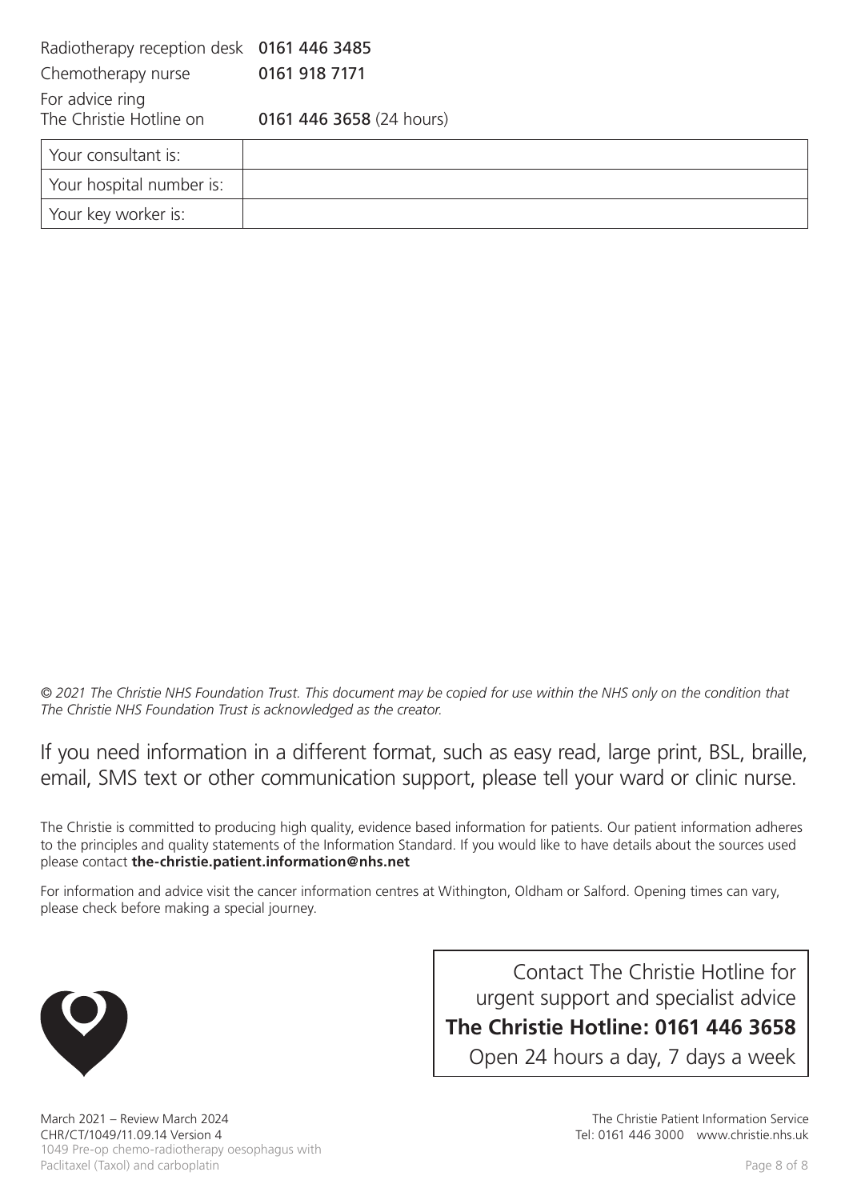Radiotherapy reception desk **0161 446 3485**

Chemotherapy nurse **0161 918 7171**

For advice ring The Christie Hotline on **0161 446 3658** (24 hours)

| | |
|---|---|
| Your consultant is: | |
| Your hospital number is: | |
| Your key worker is: | |

*© 2021 The Christie NHS Foundation Trust. This document may be copied for use within the NHS only on the condition that The Christie NHS Foundation Trust is acknowledged as the creator.*

If you need information in a different format, such as easy read, large print, BSL, braille, email, SMS text or other communication support, please tell your ward or clinic nurse.

The Christie is committed to producing high quality, evidence based information for patients. Our patient information adheres to the principles and quality statements of the Information Standard. If you would like to have details about the sources used please contact **the-christie.patient.information@nhs.net**

For information and advice visit the cancer information centres at Withington, Oldham or Salford. Opening times can vary, please check before making a special journey.

Contact The Christie Hotline for urgent support and specialist advice

**The Christie Hotline: 0161 446 3658**

Open 24 hours a day, 7 days a week

March 2021 – Review March 2024
CHR/CT/1049/11.09.14 Version 4
1049 Pre-op chemo-radiotherapy oesophagus with Paclitaxel (Taxol) and carboplatin

The Christie Patient Information Service
Tel: 0161 446 3000 www.christie.nhs.uk